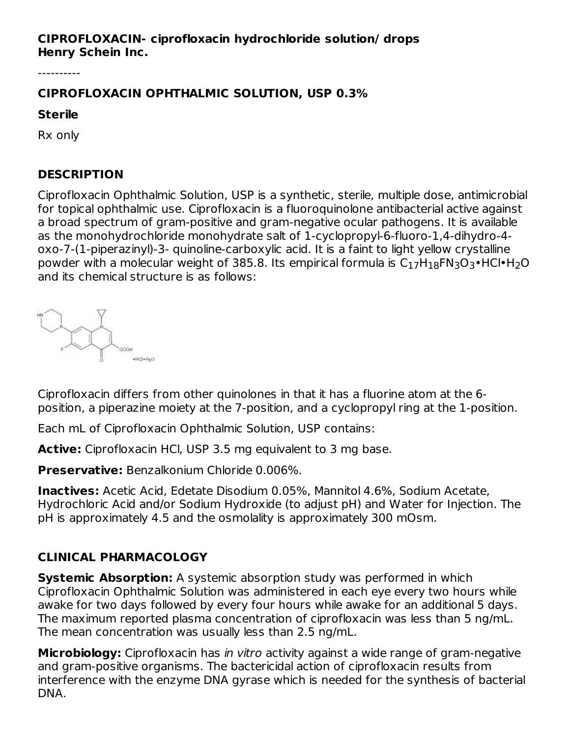**CIPROFLOXACIN- ciprofloxacin hydrochloride solution/ drops**
**Henry Schein Inc.**

----------

**CIPROFLOXACIN OPHTHALMIC SOLUTION, USP 0.3%**

**Sterile**

Rx only

## DESCRIPTION

Ciprofloxacin Ophthalmic Solution, USP is a synthetic, sterile, multiple dose, antimicrobial for topical ophthalmic use. Ciprofloxacin is a fluoroquinolone antibacterial active against a broad spectrum of gram-positive and gram-negative ocular pathogens. It is available as the monohydrochloride monohydrate salt of 1-cyclopropyl-6-fluoro-1,4-dihydro-4-oxo-7-(1-piperazinyl)-3- quinoline-carboxylic acid. It is a faint to light yellow crystalline powder with a molecular weight of 385.8. Its empirical formula is $C_{17}H_{18}FN_3O_3$•HCl•$H_2O$ and its chemical structure is as follows:

Ciprofloxacin differs from other quinolones in that it has a fluorine atom at the 6-position, a piperazine moiety at the 7-position, and a cyclopropyl ring at the 1-position.

Each mL of Ciprofloxacin Ophthalmic Solution, USP contains:

**Active:** Ciprofloxacin HCl, USP 3.5 mg equivalent to 3 mg base.

**Preservative:** Benzalkonium Chloride 0.006%.

**Inactives:** Acetic Acid, Edetate Disodium 0.05%, Mannitol 4.6%, Sodium Acetate, Hydrochloric Acid and/or Sodium Hydroxide (to adjust pH) and Water for Injection. The pH is approximately 4.5 and the osmolality is approximately 300 mOsm.

## CLINICAL PHARMACOLOGY

**Systemic Absorption:** A systemic absorption study was performed in which Ciprofloxacin Ophthalmic Solution was administered in each eye every two hours while awake for two days followed by every four hours while awake for an additional 5 days. The maximum reported plasma concentration of ciprofloxacin was less than 5 ng/mL. The mean concentration was usually less than 2.5 ng/mL.

**Microbiology:** Ciprofloxacin has *in vitro* activity against a wide range of gram-negative and gram-positive organisms. The bactericidal action of ciprofloxacin results from interference with the enzyme DNA gyrase which is needed for the synthesis of bacterial DNA.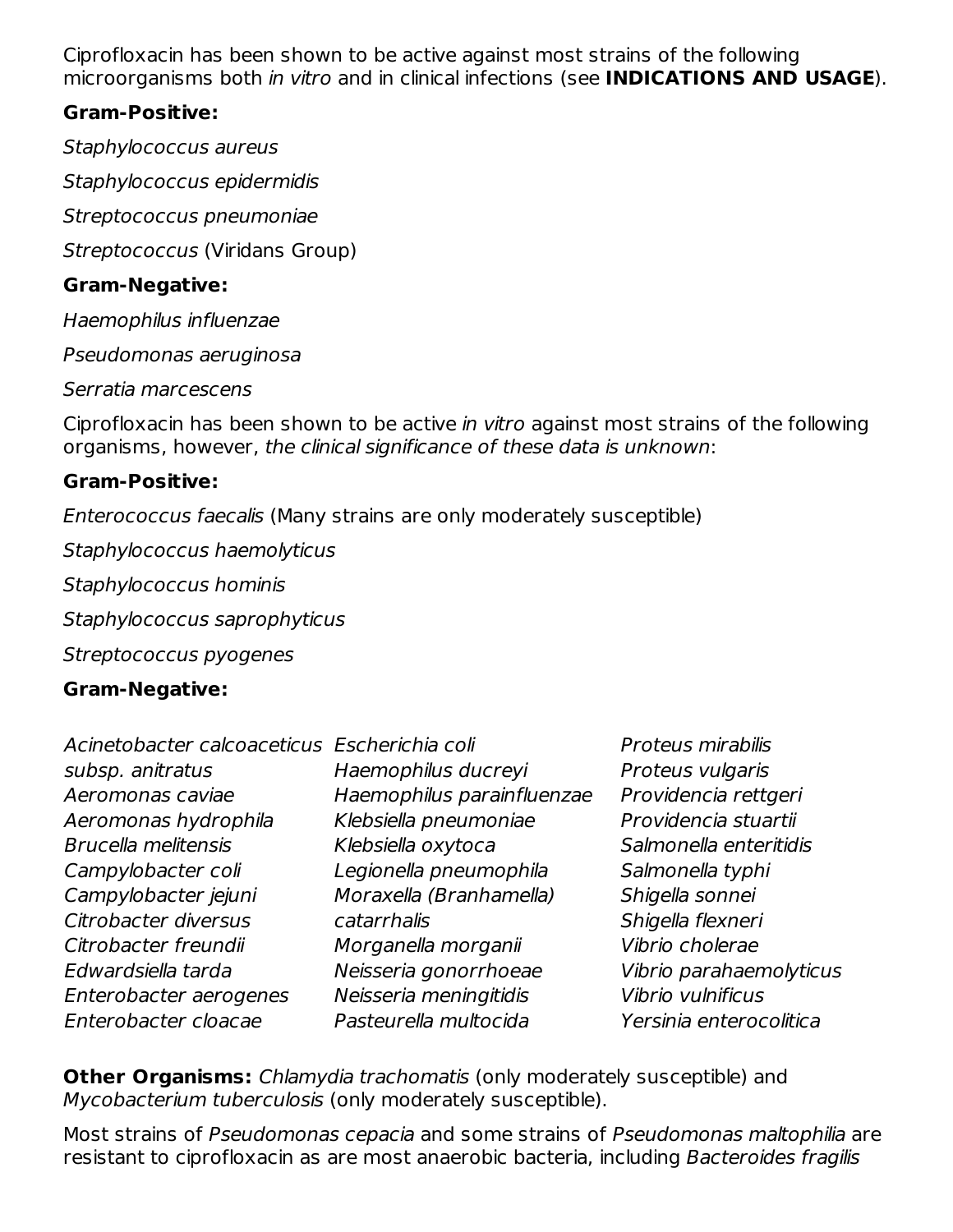Ciprofloxacin has been shown to be active against most strains of the following microorganisms both *in vitro* and in clinical infections (see **INDICATIONS AND USAGE**).

**Gram-Positive:**

*Staphylococcus aureus*

*Staphylococcus epidermidis*

*Streptococcus pneumoniae*

*Streptococcus* (Viridans Group)

**Gram-Negative:**

*Haemophilus influenzae*

*Pseudomonas aeruginosa*

*Serratia marcescens*

Ciprofloxacin has been shown to be active *in vitro* against most strains of the following organisms, however, *the clinical significance of these data is unknown*:

**Gram-Positive:**

*Enterococcus faecalis* (Many strains are only moderately susceptible)

*Staphylococcus haemolyticus*

*Staphylococcus hominis*

*Staphylococcus saprophyticus*

*Streptococcus pyogenes*

**Gram-Negative:**

*Acinetobacter calcoaceticus subsp. anitratus*
*Aeromonas caviae*
*Aeromonas hydrophila*
*Brucella melitensis*
*Campylobacter coli*
*Campylobacter jejuni*
*Citrobacter diversus*
*Citrobacter freundii*
*Edwardsiella tarda*
*Enterobacter aerogenes*
*Enterobacter cloacae*
*Escherichia coli*
*Haemophilus ducreyi*
*Haemophilus parainfluenzae*
*Klebsiella pneumoniae*
*Klebsiella oxytoca*
*Legionella pneumophila*
*Moraxella (Branhamella) catarrhalis*
*Morganella morganii*
*Neisseria gonorrhoeae*
*Neisseria meningitidis*
*Pasteurella multocida*
*Proteus mirabilis*
*Proteus vulgaris*
*Providencia rettgeri*
*Providencia stuartii*
*Salmonella enteritidis*
*Salmonella typhi*
*Shigella sonnei*
*Shigella flexneri*
*Vibrio cholerae*
*Vibrio parahaemolyticus*
*Vibrio vulnificus*
*Yersinia enterocolitica*

**Other Organisms:** *Chlamydia trachomatis* (only moderately susceptible) and *Mycobacterium tuberculosis* (only moderately susceptible).

Most strains of *Pseudomonas cepacia* and some strains of *Pseudomonas maltophilia* are resistant to ciprofloxacin as are most anaerobic bacteria, including *Bacteroides fragilis*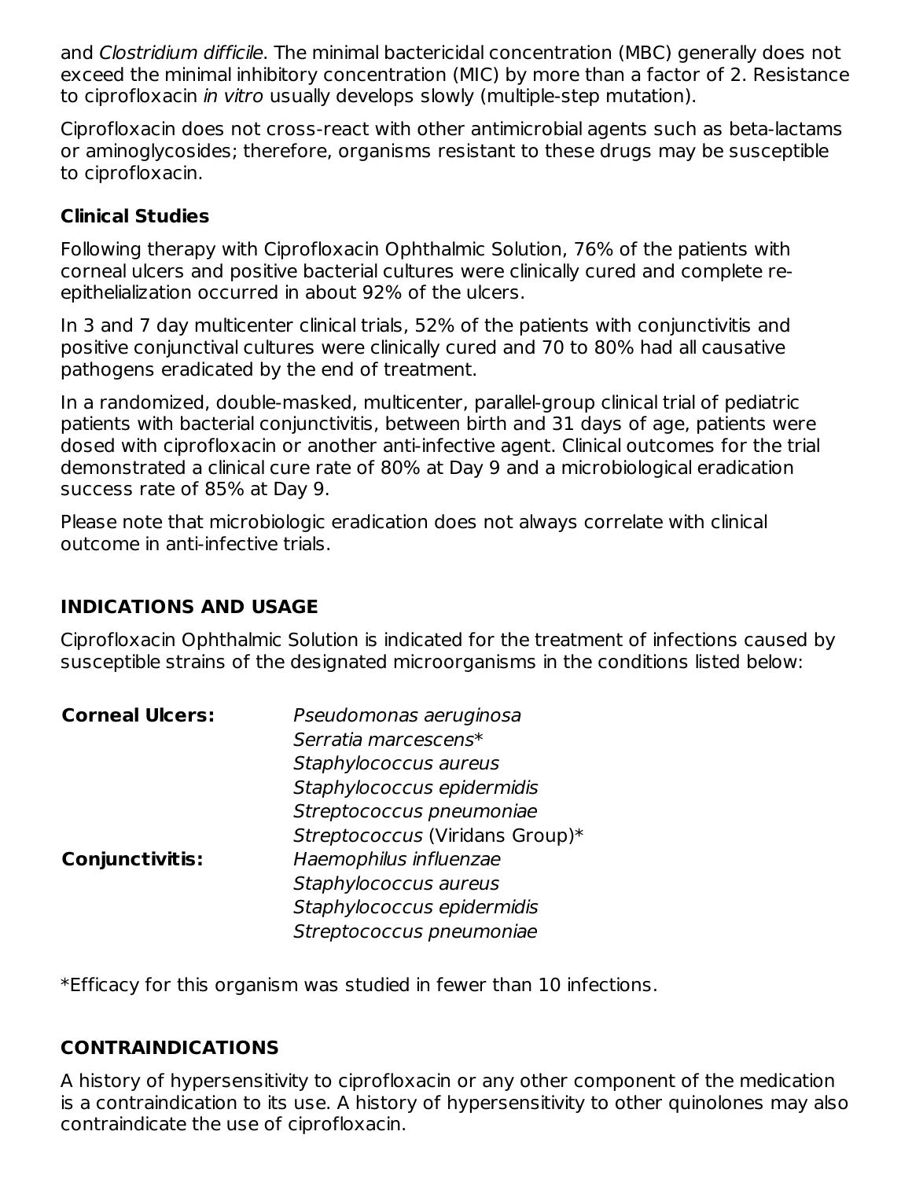and *Clostridium difficile*. The minimal bactericidal concentration (MBC) generally does not exceed the minimal inhibitory concentration (MIC) by more than a factor of 2. Resistance to ciprofloxacin *in vitro* usually develops slowly (multiple-step mutation).

Ciprofloxacin does not cross-react with other antimicrobial agents such as beta-lactams or aminoglycosides; therefore, organisms resistant to these drugs may be susceptible to ciprofloxacin.

**Clinical Studies**

Following therapy with Ciprofloxacin Ophthalmic Solution, 76% of the patients with corneal ulcers and positive bacterial cultures were clinically cured and complete re-epithelialization occurred in about 92% of the ulcers.

In 3 and 7 day multicenter clinical trials, 52% of the patients with conjunctivitis and positive conjunctival cultures were clinically cured and 70 to 80% had all causative pathogens eradicated by the end of treatment.

In a randomized, double-masked, multicenter, parallel-group clinical trial of pediatric patients with bacterial conjunctivitis, between birth and 31 days of age, patients were dosed with ciprofloxacin or another anti-infective agent. Clinical outcomes for the trial demonstrated a clinical cure rate of 80% at Day 9 and a microbiological eradication success rate of 85% at Day 9.

Please note that microbiologic eradication does not always correlate with clinical outcome in anti-infective trials.

## INDICATIONS AND USAGE

Ciprofloxacin Ophthalmic Solution is indicated for the treatment of infections caused by susceptible strains of the designated microorganisms in the conditions listed below:

| | |
|---|---|
| **Corneal Ulcers:** | *Pseudomonas aeruginosa* |
| | *Serratia marcescens** |
| | *Staphylococcus aureus* |
| | *Staphylococcus epidermidis* |
| | *Streptococcus pneumoniae* |
| | *Streptococcus* (Viridans Group)* |
| **Conjunctivitis:** | *Haemophilus influenzae* |
| | *Staphylococcus aureus* |
| | *Staphylococcus epidermidis* |
| | *Streptococcus pneumoniae* |

*Efficacy for this organism was studied in fewer than 10 infections.

## CONTRAINDICATIONS

A history of hypersensitivity to ciprofloxacin or any other component of the medication is a contraindication to its use. A history of hypersensitivity to other quinolones may also contraindicate the use of ciprofloxacin.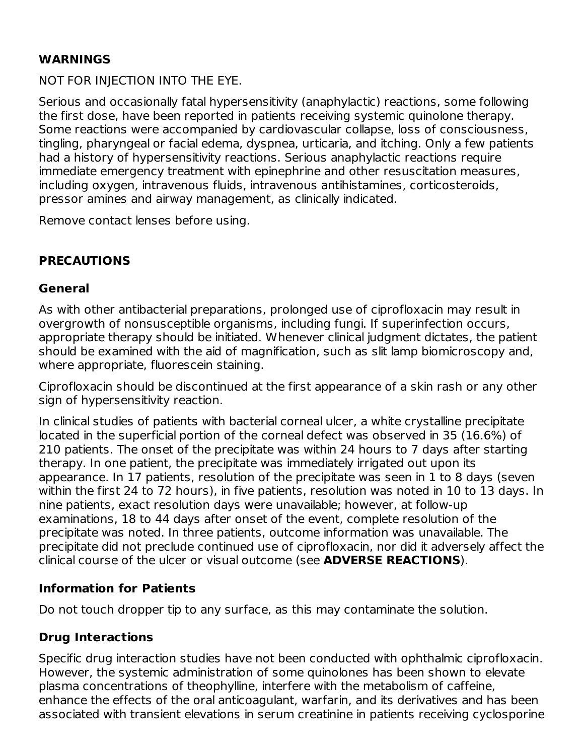## WARNINGS

NOT FOR INJECTION INTO THE EYE.

Serious and occasionally fatal hypersensitivity (anaphylactic) reactions, some following the first dose, have been reported in patients receiving systemic quinolone therapy. Some reactions were accompanied by cardiovascular collapse, loss of consciousness, tingling, pharyngeal or facial edema, dyspnea, urticaria, and itching. Only a few patients had a history of hypersensitivity reactions. Serious anaphylactic reactions require immediate emergency treatment with epinephrine and other resuscitation measures, including oxygen, intravenous fluids, intravenous antihistamines, corticosteroids, pressor amines and airway management, as clinically indicated.

Remove contact lenses before using.

## PRECAUTIONS

### General

As with other antibacterial preparations, prolonged use of ciprofloxacin may result in overgrowth of nonsusceptible organisms, including fungi. If superinfection occurs, appropriate therapy should be initiated. Whenever clinical judgment dictates, the patient should be examined with the aid of magnification, such as slit lamp biomicroscopy and, where appropriate, fluorescein staining.

Ciprofloxacin should be discontinued at the first appearance of a skin rash or any other sign of hypersensitivity reaction.

In clinical studies of patients with bacterial corneal ulcer, a white crystalline precipitate located in the superficial portion of the corneal defect was observed in 35 (16.6%) of 210 patients. The onset of the precipitate was within 24 hours to 7 days after starting therapy. In one patient, the precipitate was immediately irrigated out upon its appearance. In 17 patients, resolution of the precipitate was seen in 1 to 8 days (seven within the first 24 to 72 hours), in five patients, resolution was noted in 10 to 13 days. In nine patients, exact resolution days were unavailable; however, at follow-up examinations, 18 to 44 days after onset of the event, complete resolution of the precipitate was noted. In three patients, outcome information was unavailable. The precipitate did not preclude continued use of ciprofloxacin, nor did it adversely affect the clinical course of the ulcer or visual outcome (see **ADVERSE REACTIONS**).

### Information for Patients

Do not touch dropper tip to any surface, as this may contaminate the solution.

### Drug Interactions

Specific drug interaction studies have not been conducted with ophthalmic ciprofloxacin. However, the systemic administration of some quinolones has been shown to elevate plasma concentrations of theophylline, interfere with the metabolism of caffeine, enhance the effects of the oral anticoagulant, warfarin, and its derivatives and has been associated with transient elevations in serum creatinine in patients receiving cyclosporine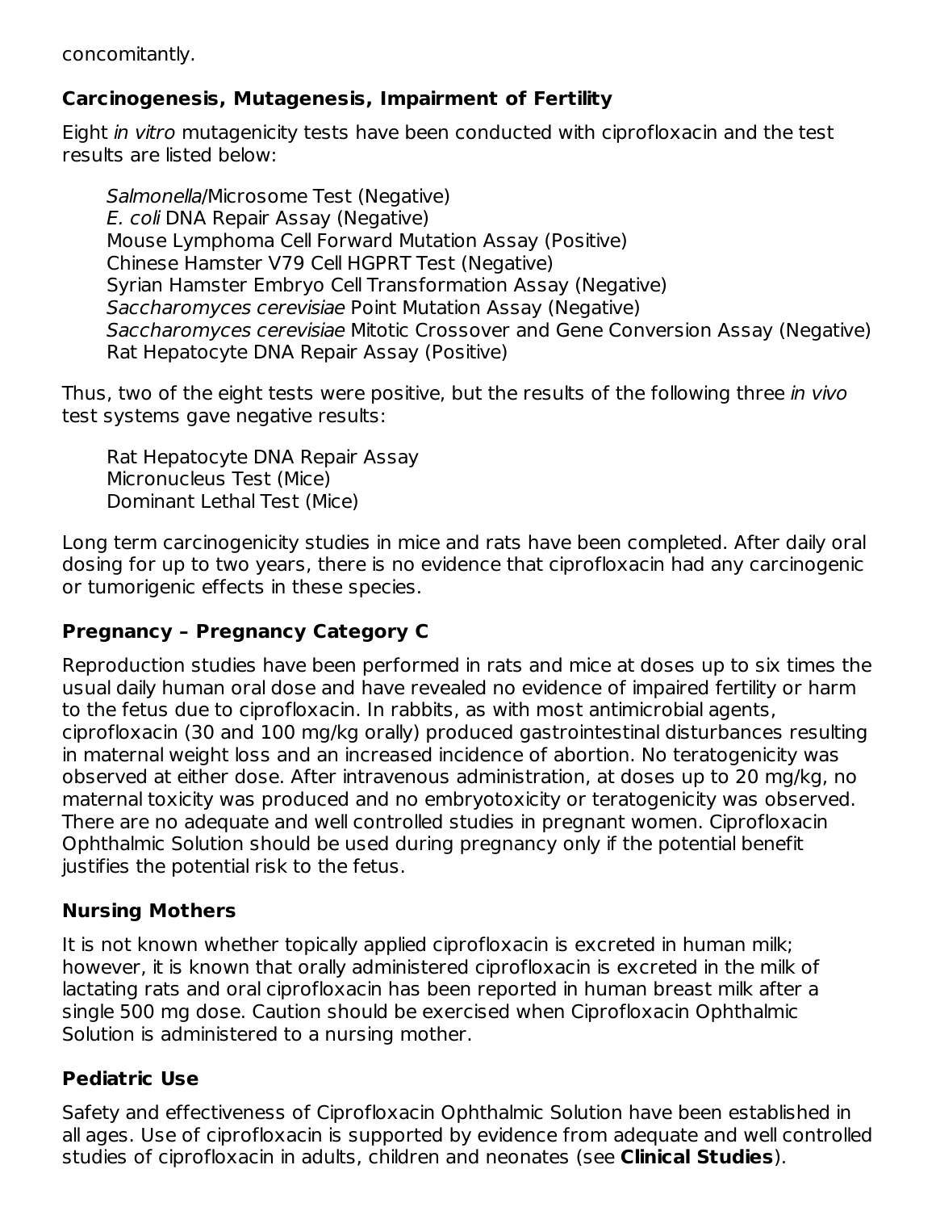concomitantly.

## Carcinogenesis, Mutagenesis, Impairment of Fertility

Eight *in vitro* mutagenicity tests have been conducted with ciprofloxacin and the test results are listed below:

*Salmonella*/Microsome Test (Negative)
*E. coli* DNA Repair Assay (Negative)
Mouse Lymphoma Cell Forward Mutation Assay (Positive)
Chinese Hamster V79 Cell HGPRT Test (Negative)
Syrian Hamster Embryo Cell Transformation Assay (Negative)
*Saccharomyces cerevisiae* Point Mutation Assay (Negative)
*Saccharomyces cerevisiae* Mitotic Crossover and Gene Conversion Assay (Negative)
Rat Hepatocyte DNA Repair Assay (Positive)

Thus, two of the eight tests were positive, but the results of the following three *in vivo* test systems gave negative results:

Rat Hepatocyte DNA Repair Assay
Micronucleus Test (Mice)
Dominant Lethal Test (Mice)

Long term carcinogenicity studies in mice and rats have been completed. After daily oral dosing for up to two years, there is no evidence that ciprofloxacin had any carcinogenic or tumorigenic effects in these species.

## Pregnancy – Pregnancy Category C

Reproduction studies have been performed in rats and mice at doses up to six times the usual daily human oral dose and have revealed no evidence of impaired fertility or harm to the fetus due to ciprofloxacin. In rabbits, as with most antimicrobial agents, ciprofloxacin (30 and 100 mg/kg orally) produced gastrointestinal disturbances resulting in maternal weight loss and an increased incidence of abortion. No teratogenicity was observed at either dose. After intravenous administration, at doses up to 20 mg/kg, no maternal toxicity was produced and no embryotoxicity or teratogenicity was observed. There are no adequate and well controlled studies in pregnant women. Ciprofloxacin Ophthalmic Solution should be used during pregnancy only if the potential benefit justifies the potential risk to the fetus.

## Nursing Mothers

It is not known whether topically applied ciprofloxacin is excreted in human milk; however, it is known that orally administered ciprofloxacin is excreted in the milk of lactating rats and oral ciprofloxacin has been reported in human breast milk after a single 500 mg dose. Caution should be exercised when Ciprofloxacin Ophthalmic Solution is administered to a nursing mother.

## Pediatric Use

Safety and effectiveness of Ciprofloxacin Ophthalmic Solution have been established in all ages. Use of ciprofloxacin is supported by evidence from adequate and well controlled studies of ciprofloxacin in adults, children and neonates (see **Clinical Studies**).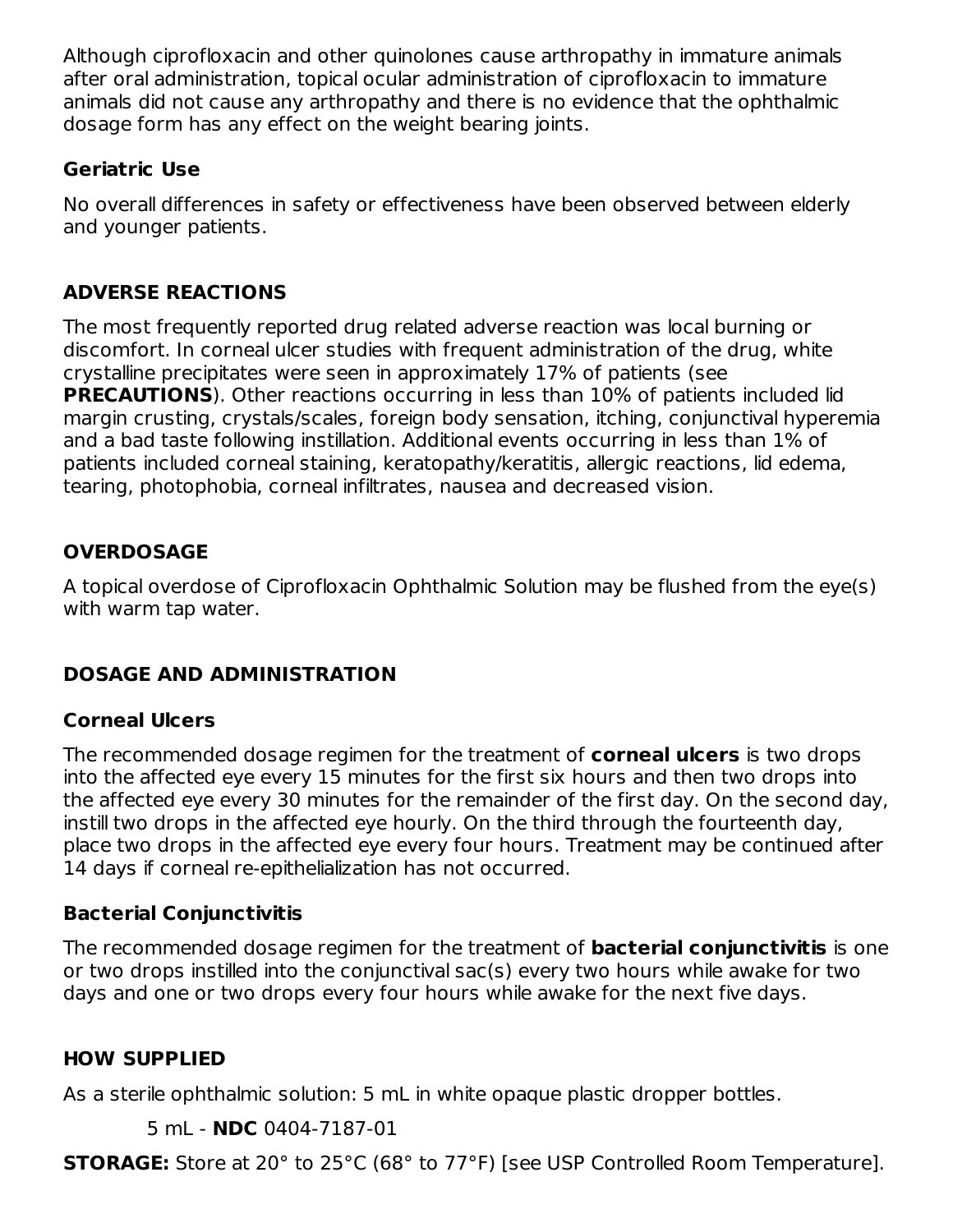Although ciprofloxacin and other quinolones cause arthropathy in immature animals after oral administration, topical ocular administration of ciprofloxacin to immature animals did not cause any arthropathy and there is no evidence that the ophthalmic dosage form has any effect on the weight bearing joints.

### Geriatric Use

No overall differences in safety or effectiveness have been observed between elderly and younger patients.

## ADVERSE REACTIONS

The most frequently reported drug related adverse reaction was local burning or discomfort. In corneal ulcer studies with frequent administration of the drug, white crystalline precipitates were seen in approximately 17% of patients (see **PRECAUTIONS**). Other reactions occurring in less than 10% of patients included lid margin crusting, crystals/scales, foreign body sensation, itching, conjunctival hyperemia and a bad taste following instillation. Additional events occurring in less than 1% of patients included corneal staining, keratopathy/keratitis, allergic reactions, lid edema, tearing, photophobia, corneal infiltrates, nausea and decreased vision.

## OVERDOSAGE

A topical overdose of Ciprofloxacin Ophthalmic Solution may be flushed from the eye(s) with warm tap water.

## DOSAGE AND ADMINISTRATION

### Corneal Ulcers

The recommended dosage regimen for the treatment of **corneal ulcers** is two drops into the affected eye every 15 minutes for the first six hours and then two drops into the affected eye every 30 minutes for the remainder of the first day. On the second day, instill two drops in the affected eye hourly. On the third through the fourteenth day, place two drops in the affected eye every four hours. Treatment may be continued after 14 days if corneal re-epithelialization has not occurred.

### Bacterial Conjunctivitis

The recommended dosage regimen for the treatment of **bacterial conjunctivitis** is one or two drops instilled into the conjunctival sac(s) every two hours while awake for two days and one or two drops every four hours while awake for the next five days.

## HOW SUPPLIED

As a sterile ophthalmic solution: 5 mL in white opaque plastic dropper bottles.

5 mL - **NDC** 0404-7187-01

**STORAGE:** Store at 20° to 25°C (68° to 77°F) [see USP Controlled Room Temperature].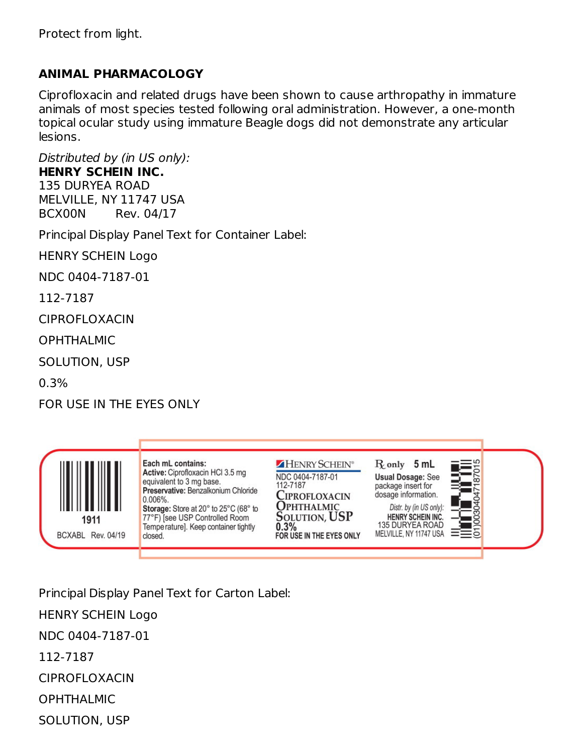Protect from light.

## ANIMAL PHARMACOLOGY

Ciprofloxacin and related drugs have been shown to cause arthropathy in immature animals of most species tested following oral administration. However, a one-month topical ocular study using immature Beagle dogs did not demonstrate any articular lesions.

*Distributed by (in US only):*
**HENRY SCHEIN INC.**
135 DURYEA ROAD
MELVILLE, NY 11747 USA
BCX00N Rev. 04/17

Principal Display Panel Text for Container Label:

HENRY SCHEIN Logo

NDC 0404-7187-01

112-7187

CIPROFLOXACIN

OPHTHALMIC

SOLUTION, USP

0.3%

FOR USE IN THE EYES ONLY

1911

BCXABL Rev. 04/19

**Each mL contains:**
**Active:** Ciprofloxacin HCl 3.5 mg equivalent to 3 mg base.
**Preservative:** Benzalkonium Chloride 0.006%.
**Storage:** Store at 20° to 25°C (68° to 77°F) [see USP Controlled Room Temperature]. Keep container tightly closed.

HENRY SCHEIN®
NDC 0404-7187-01
112-7187
CIPROFLOXACIN
OPHTHALMIC
SOLUTION, USP
0.3%
FOR USE IN THE EYES ONLY

℞ only 5 mL
**Usual Dosage:** See package insert for dosage information.
*Distr. by (in US only):*
HENRY SCHEIN INC.
135 DURYEA ROAD
MELVILLE, NY 11747 USA

(01)00304047187015

Principal Display Panel Text for Carton Label:

HENRY SCHEIN Logo

NDC 0404-7187-01

112-7187

CIPROFLOXACIN

OPHTHALMIC

SOLUTION, USP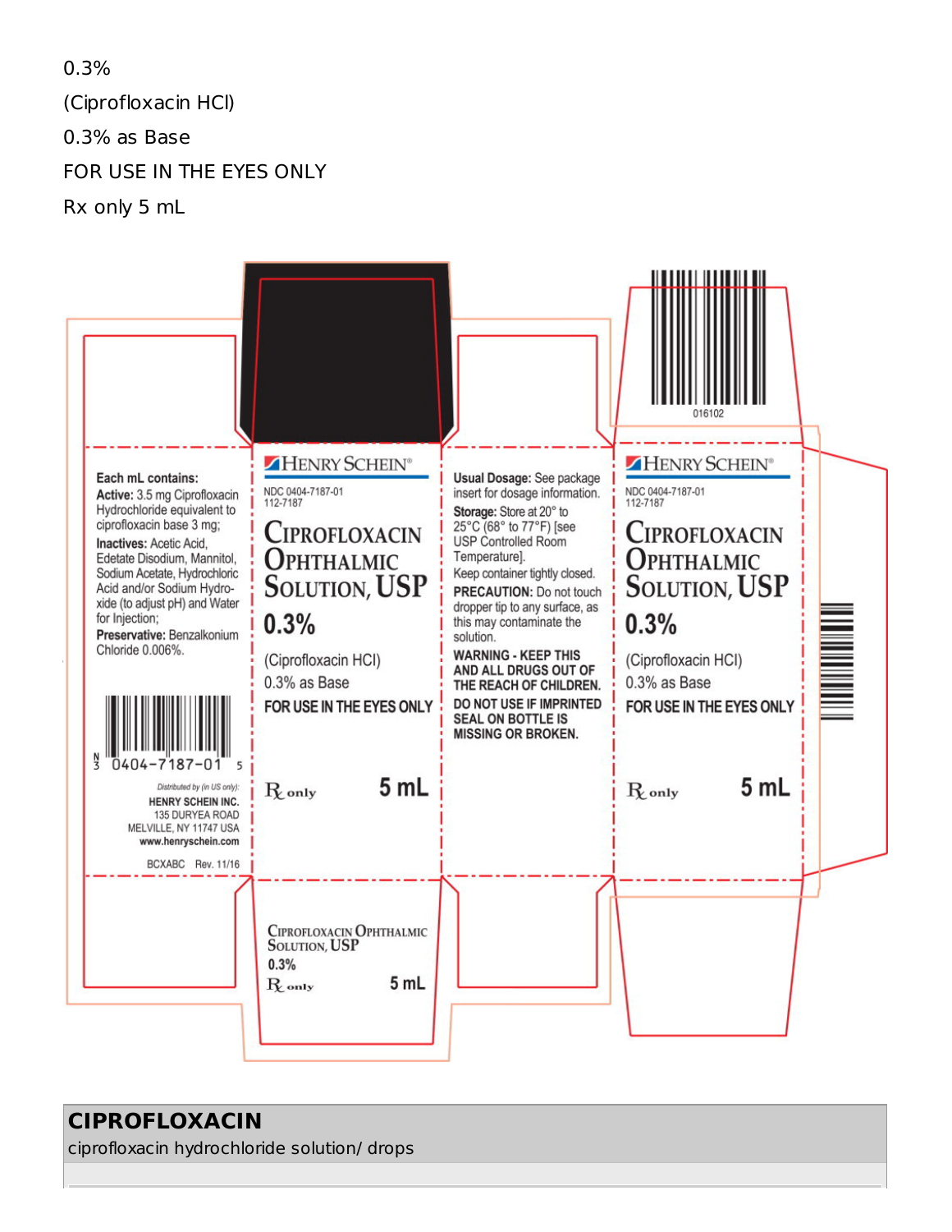0.3%

(Ciprofloxacin HCl)

0.3% as Base

FOR USE IN THE EYES ONLY

Rx only 5 mL

**Each mL contains:**
**Active:** 3.5 mg Ciprofloxacin Hydrochloride equivalent to ciprofloxacin base 3 mg;
**Inactives:** Acetic Acid, Edetate Disodium, Mannitol, Sodium Acetate, Hydrochloric Acid and/or Sodium Hydroxide (to adjust pH) and Water for Injection;
**Preservative:** Benzalkonium Chloride 0.006%.

N 3 0404-7187-01 5

*Distributed by (in US only):*
HENRY SCHEIN INC.
135 DURYEA ROAD
MELVILLE, NY 11747 USA
www.henryschein.com

BCXABC Rev. 11/16

HENRY SCHEIN®

NDC 0404-7187-01
112-7187

**CIPROFLOXACIN OPHTHALMIC SOLUTION, USP**

**0.3%**

(Ciprofloxacin HCl)
0.3% as Base

**FOR USE IN THE EYES ONLY**

Rx only **5 mL**

**Usual Dosage:** See package insert for dosage information.

**Storage:** Store at 20° to 25°C (68° to 77°F) [see USP Controlled Room Temperature].

Keep container tightly closed.

**PRECAUTION:** Do not touch dropper tip to any surface, as this may contaminate the solution.

**WARNING - KEEP THIS AND ALL DRUGS OUT OF THE REACH OF CHILDREN.**

**DO NOT USE IF IMPRINTED SEAL ON BOTTLE IS MISSING OR BROKEN.**

016102

HENRY SCHEIN®

NDC 0404-7187-01
112-7187

**CIPROFLOXACIN OPHTHALMIC SOLUTION, USP**

**0.3%**

(Ciprofloxacin HCl)
0.3% as Base

**FOR USE IN THE EYES ONLY**

Rx only **5 mL**

CIPROFLOXACIN OPHTHALMIC SOLUTION, USP
0.3%
Rx only 5 mL

| **CIPROFLOXACIN** |
| --- |
| ciprofloxacin hydrochloride solution/ drops |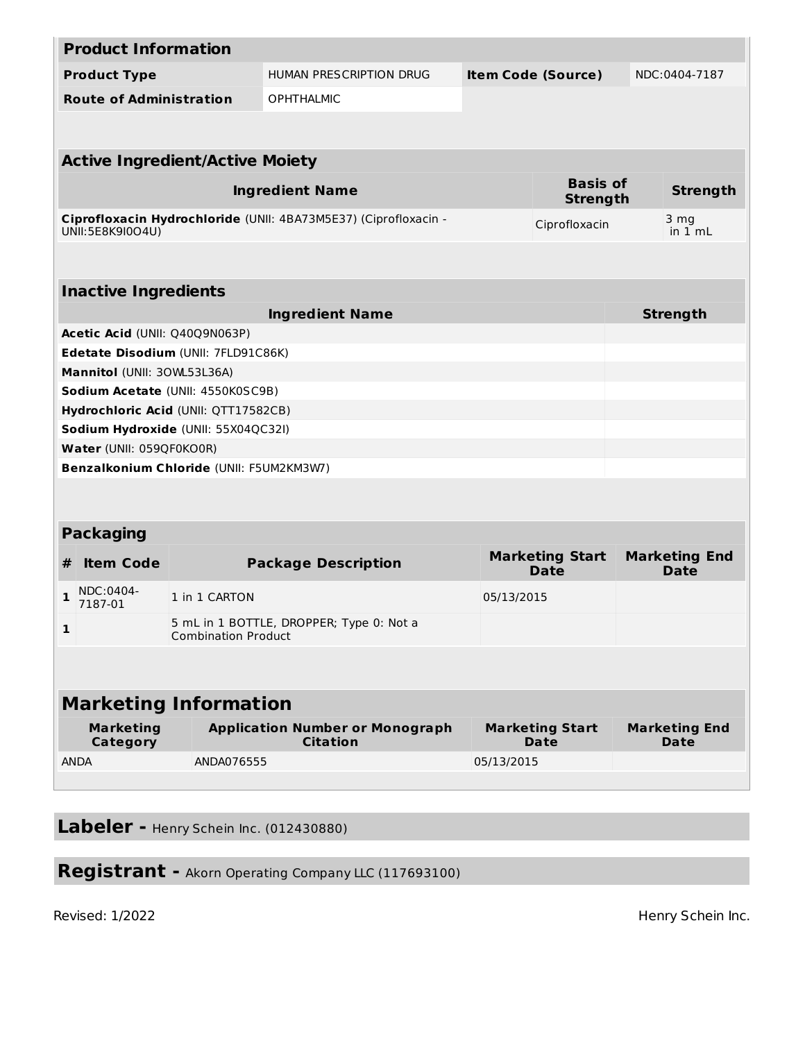| Product Information | | | |
|---|---|---|---|
| **Product Type** | HUMAN PRESCRIPTION DRUG | **Item Code (Source)** | NDC:0404-7187 |
| **Route of Administration** | OPHTHALMIC | | |

| Active Ingredient/Active Moiety | | |
|---|---|---|
| **Ingredient Name** | **Basis of Strength** | **Strength** |
| **Ciprofloxacin Hydrochloride** (UNII: 4BA73M5E37) (Ciprofloxacin - UNII:5E8K9I0O4U) | Ciprofloxacin | 3 mg in 1 mL |

| Inactive Ingredients | |
|---|---|
| **Ingredient Name** | **Strength** |
| **Acetic Acid** (UNII: Q40Q9N063P) | |
| **Edetate Disodium** (UNII: 7FLD91C86K) | |
| **Mannitol** (UNII: 3OWL53L36A) | |
| **Sodium Acetate** (UNII: 4550K0SC9B) | |
| **Hydrochloric Acid** (UNII: QTT17582CB) | |
| **Sodium Hydroxide** (UNII: 55X04QC32I) | |
| **Water** (UNII: 059QF0KO0R) | |
| **Benzalkonium Chloride** (UNII: F5UM2KM3W7) | |

| Packaging | | | | |
|---|---|---|---|---|
| **#** | **Item Code** | **Package Description** | **Marketing Start Date** | **Marketing End Date** |
| 1 | NDC:0404-7187-01 | 1 in 1 CARTON | 05/13/2015 | |
| 1 | | 5 mL in 1 BOTTLE, DROPPER; Type 0: Not a Combination Product | | |

| Marketing Information | | | |
|---|---|---|---|
| **Marketing Category** | **Application Number or Monograph Citation** | **Marketing Start Date** | **Marketing End Date** |
| ANDA | ANDA076555 | 05/13/2015 | |

## Labeler - Henry Schein Inc. (012430880)

## Registrant - Akorn Operating Company LLC (117693100)

Revised: 1/2022

Henry Schein Inc.